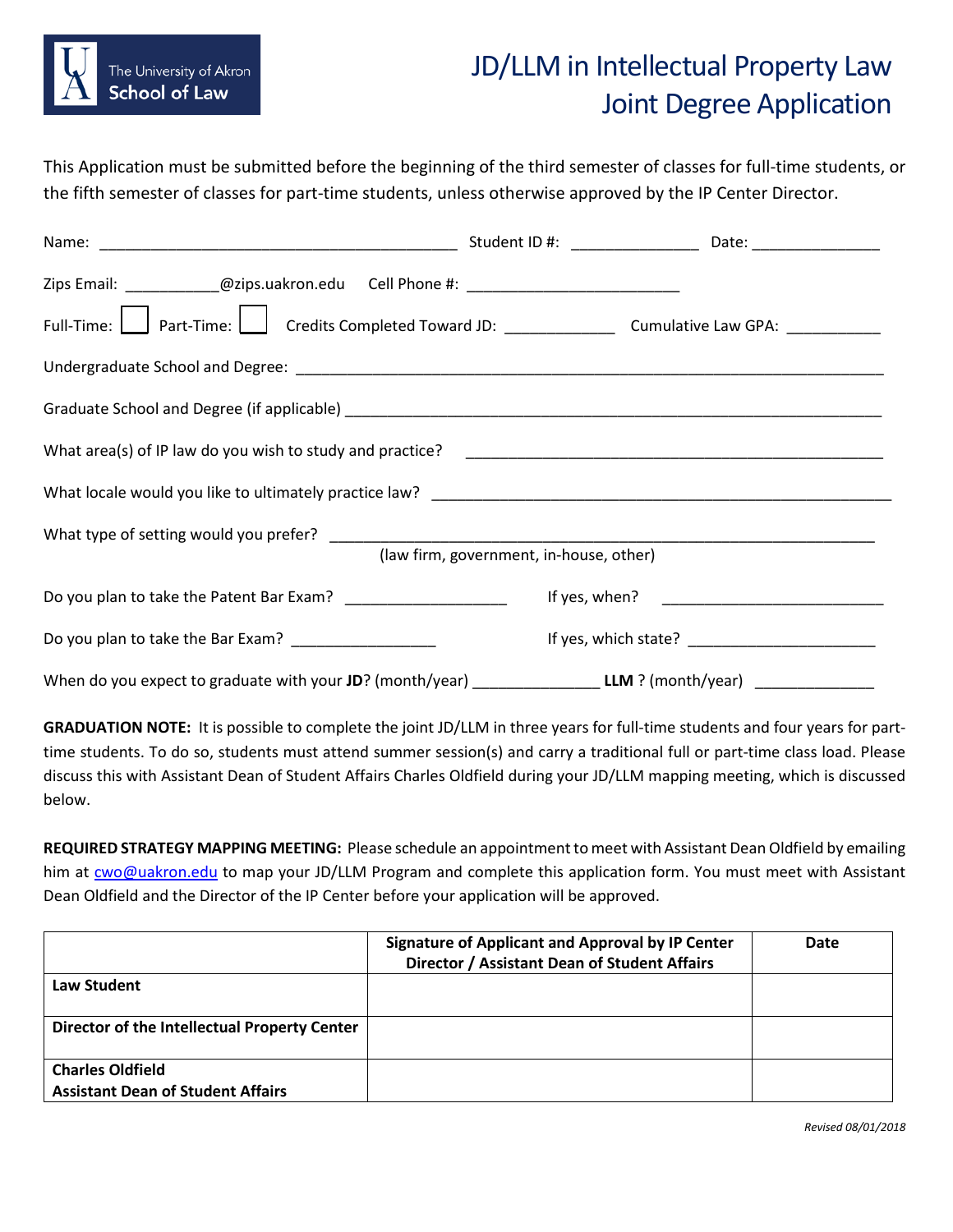The University of Akron School of Law

# JD/LLM in Intellectual Property Law Joint Degree Application

This Application must be submitted before the beginning of the third semester of classes for full-time students, or the fifth semester of classes for part-time students, unless otherwise approved by the IP Center Director.

Name: __________________________________________ Student ID #: _______________ Date: _______________

Zips Email: ___________@zips.uakron.edu Cell Phone #: _________________________

Full-Time: ☐ Part-Time: ☐ Credits Completed Toward JD: _____________ Cumulative Law GPA: ___________

Undergraduate School and Degree: ______________________________________________________________________

Graduate School and Degree (if applicable) _________________________________________________________________

What area(s) of IP law do you wish to study and practice? __________________________________________________

What locale would you like to ultimately practice law? _______________________________________________________

What type of setting would you prefer? _________________________________________________________________
(law firm, government, in-house, other)

Do you plan to take the Patent Bar Exam? ___________________ If yes, when? __________________________

Do you plan to take the Bar Exam? _________________ If yes, which state? ______________________

When do you expect to graduate with your **JD**? (month/year) ______________ **LLM** ? (month/year) ______________

**GRADUATION NOTE:** It is possible to complete the joint JD/LLM in three years for full-time students and four years for part-time students. To do so, students must attend summer session(s) and carry a traditional full or part-time class load. Please discuss this with Assistant Dean of Student Affairs Charles Oldfield during your JD/LLM mapping meeting, which is discussed below.

**REQUIRED STRATEGY MAPPING MEETING:** Please schedule an appointment to meet with Assistant Dean Oldfield by emailing him at cwo@uakron.edu to map your JD/LLM Program and complete this application form. You must meet with Assistant Dean Oldfield and the Director of the IP Center before your application will be approved.

| | Signature of Applicant and Approval by IP Center Director / Assistant Dean of Student Affairs | Date |
|---|---|---|
| **Law Student** | | |
| **Director of the Intellectual Property Center** | | |
| **Charles Oldfield** **Assistant Dean of Student Affairs** | | |

*Revised 08/01/2018*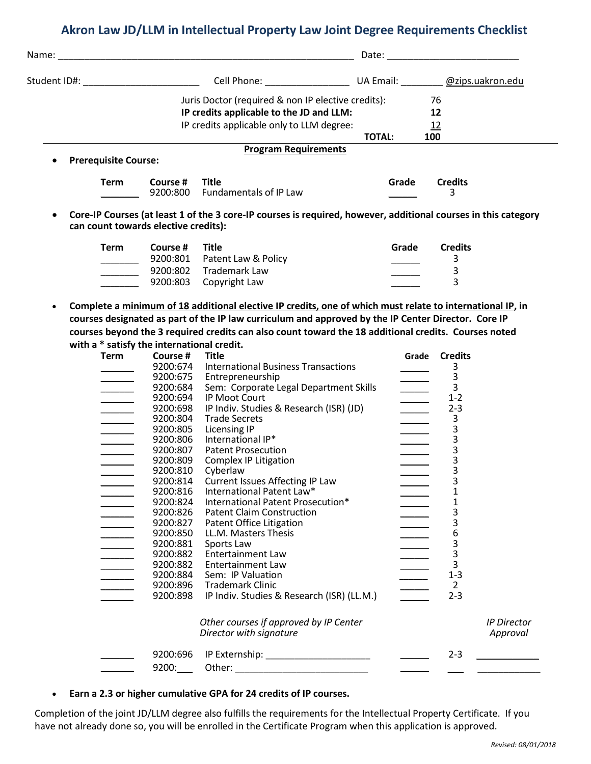# Akron Law JD/LLM in Intellectual Property Law Joint Degree Requirements Checklist

Name: ____________________________________________________ Date: ________________________

Student ID#: _____________________ Cell Phone: _______________ UA Email: ________ @zips.uakron.edu

| | |
|---|---|
| Juris Doctor (required & non IP elective credits): | 76 |
| **IP credits applicable to the JD and LLM:** | **12** |
| IP credits applicable only to LLM degree: | 12 |
| **TOTAL:** | **100** |

## Program Requirements

- **Prerequisite Course:**

| Term | Course # | Title | Grade | Credits |
|---|---|---|---|---|
| _______ | 9200:800 | Fundamentals of IP Law | _____ | 3 |

- **Core-IP Courses (at least 1 of the 3 core-IP courses is required, however, additional courses in this category can count towards elective credits):**

| Term | Course # | Title | Grade | Credits |
|---|---|---|---|---|
| _______ | 9200:801 | Patent Law & Policy | _____ | 3 |
| _______ | 9200:802 | Trademark Law | _____ | 3 |
| _______ | 9200:803 | Copyright Law | _____ | 3 |

- **Complete a minimum of 18 additional elective IP credits, one of which must relate to international IP, in courses designated as part of the IP law curriculum and approved by the IP Center Director. Core IP courses beyond the 3 required credits can also count toward the 18 additional credits. Courses noted with a * satisfy the international credit.**

| Term | Course # | Title | Grade | Credits |
|---|---|---|---|---|
| ______ | 9200:674 | International Business Transactions | _____ | 3 |
| ______ | 9200:675 | Entrepreneurship | _____ | 3 |
| ______ | 9200:684 | Sem: Corporate Legal Department Skills | _____ | 3 |
| ______ | 9200:694 | IP Moot Court | _____ | 1-2 |
| ______ | 9200:698 | IP Indiv. Studies & Research (ISR) (JD) | _____ | 2-3 |
| ______ | 9200:804 | Trade Secrets | _____ | 3 |
| ______ | 9200:805 | Licensing IP | _____ | 3 |
| ______ | 9200:806 | International IP* | _____ | 3 |
| ______ | 9200:807 | Patent Prosecution | _____ | 3 |
| ______ | 9200:809 | Complex IP Litigation | _____ | 3 |
| ______ | 9200:810 | Cyberlaw | _____ | 3 |
| ______ | 9200:814 | Current Issues Affecting IP Law | _____ | 3 |
| ______ | 9200:816 | International Patent Law* | _____ | 1 |
| ______ | 9200:824 | International Patent Prosecution* | _____ | 1 |
| ______ | 9200:826 | Patent Claim Construction | _____ | 3 |
| ______ | 9200:827 | Patent Office Litigation | _____ | 3 |
| ______ | 9200:850 | LL.M. Masters Thesis | _____ | 6 |
| ______ | 9200:881 | Sports Law | _____ | 3 |
| ______ | 9200:882 | Entertainment Law | _____ | 3 |
| ______ | 9200:882 | Entertainment Law | _____ | 3 |
| ______ | 9200:884 | Sem: IP Valuation | _____ | 1-3 |
| ______ | 9200:896 | Trademark Clinic | _____ | 2 |
| ______ | 9200:898 | IP Indiv. Studies & Research (ISR) (LL.M.) | _____ | 2-3 |

| Term | Course # | Title | Grade | Credits | IP Director Approval |
|---|---|---|---|---|---|
| | | *Other courses if approved by IP Center Director with signature* | | | *IP Director Approval* |
| ______ | 9200:696 | IP Externship: ___________________ | _____ | 2-3 | ___________ |
| ______ | 9200:___ | Other: ________________________ | _____ | ___ | ___________ |

- **Earn a 2.3 or higher cumulative GPA for 24 credits of IP courses.**

Completion of the joint JD/LLM degree also fulfills the requirements for the Intellectual Property Certificate. If you have not already done so, you will be enrolled in the Certificate Program when this application is approved.

*Revised: 08/01/2018*